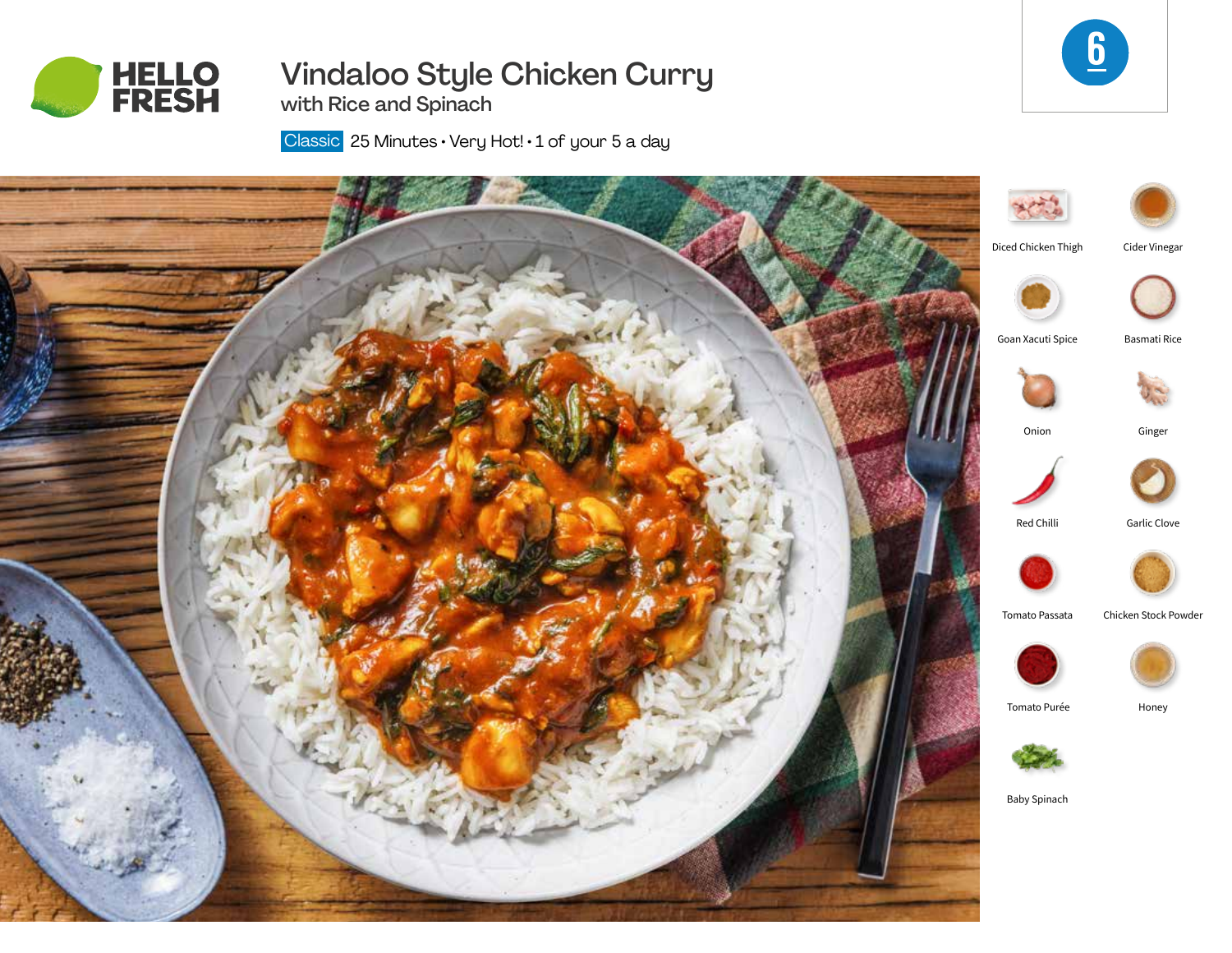HELLO FRESH

# Vindaloo Style Chicken Curry

## with Rice and Spinach

Classic 25 Minutes • Very Hot! • 1 of your 5 a day

6

- Diced Chicken Thigh
- Cider Vinegar
- Goan Xacuti Spice
- Basmati Rice
- Onion
- Ginger
- Red Chilli
- Garlic Clove
- Tomato Passata
- Chicken Stock Powder
- Tomato Purée
- Honey
- Baby Spinach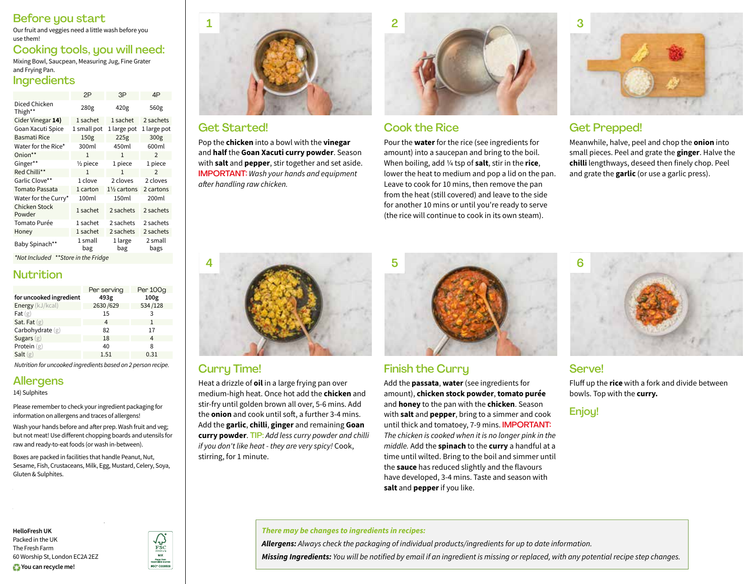## Before you start

Our fruit and veggies need a little wash before you use them!

## Cooking tools, you will need:

Mixing Bowl, Saucepan, Measuring Jug, Fine Grater and Frying Pan.

## Ingredients

| | 2P | 3P | 4P |
|---|---|---|---|
| Diced Chicken Thigh** | 280g | 420g | 560g |
| Cider Vinegar **14)** | 1 sachet | 1 sachet | 2 sachets |
| Goan Xacuti Spice | 1 small pot | 1 large pot | 1 large pot |
| Basmati Rice | 150g | 225g | 300g |
| Water for the Rice* | 300ml | 450ml | 600ml |
| Onion** | 1 | 1 | 2 |
| Ginger** | ½ piece | 1 piece | 1 piece |
| Red Chilli** | 1 | 1 | 2 |
| Garlic Clove** | 1 clove | 2 cloves | 2 cloves |
| Tomato Passata | 1 carton | 1½ cartons | 2 cartons |
| Water for the Curry* | 100ml | 150ml | 200ml |
| Chicken Stock Powder | 1 sachet | 2 sachets | 2 sachets |
| Tomato Purée | 1 sachet | 2 sachets | 2 sachets |
| Honey | 1 sachet | 2 sachets | 2 sachets |
| Baby Spinach** | 1 small bag | 1 large bag | 2 small bags |

*\*Not Included \*\*Store in the Fridge*

## Nutrition

| | Per serving | Per 100g |
|---|---|---|
| **for uncooked ingredient** | **493g** | **100g** |
| Energy (kJ/kcal) | 2630 /629 | 534 /128 |
| Fat (g) | 15 | 3 |
| Sat. Fat (g) | 4 | 1 |
| Carbohydrate (g) | 82 | 17 |
| Sugars (g) | 18 | 4 |
| Protein (g) | 40 | 8 |
| Salt (g) | 1.51 | 0.31 |

*Nutrition for uncooked ingredients based on 2 person recipe.*

## Allergens

14) Sulphites

Please remember to check your ingredient packaging for information on allergens and traces of allergens!

Wash your hands before and after prep. Wash fruit and veg; but not meat! Use different chopping boards and utensils for raw and ready-to-eat foods (or wash in-between).

Boxes are packed in facilities that handle Peanut, Nut, Sesame, Fish, Crustaceans, Milk, Egg, Mustard, Celery, Soya, Gluten & Sulphites.

**HelloFresh UK**
Packed in the UK
The Fresh Farm
60 Worship St, London EC2A 2EZ
**You can recycle me!**

### 1 Get Started!

Pop the **chicken** into a bowl with the **vinegar** and **half** the **Goan Xacuti curry powder**. Season with **salt** and **pepper**, stir together and set aside. **IMPORTANT:** *Wash your hands and equipment after handling raw chicken.*

### 2 Cook the Rice

Pour the **water** for the rice (see ingredients for amount) into a saucepan and bring to the boil. When boiling, add ¼ tsp of **salt**, stir in the **rice**, lower the heat to medium and pop a lid on the pan. Leave to cook for 10 mins, then remove the pan from the heat (still covered) and leave to the side for another 10 mins or until you're ready to serve (the rice will continue to cook in its own steam).

### 3 Get Prepped!

Meanwhile, halve, peel and chop the **onion** into small pieces. Peel and grate the **ginger**. Halve the **chilli** lengthways, deseed then finely chop. Peel and grate the **garlic** (or use a garlic press).

### 4 Curry Time!

Heat a drizzle of **oil** in a large frying pan over medium-high heat. Once hot add the **chicken** and stir-fry until golden brown all over, 5-6 mins. Add the **onion** and cook until soft, a further 3-4 mins. Add the **garlic**, **chilli**, **ginger** and remaining **Goan curry powder**. **TIP:** *Add less curry powder and chilli if you don't like heat - they are very spicy!* Cook, stirring, for 1 minute.

### 5 Finish the Curry

Add the **passata**, **water** (see ingredients for amount), **chicken stock powder**, **tomato purée** and **honey** to the pan with the **chicken**. Season with **salt** and **pepper**, bring to a simmer and cook until thick and tomatoey, 7-9 mins. **IMPORTANT:** *The chicken is cooked when it is no longer pink in the middle.* Add the **spinach** to the **curry** a handful at a time until wilted. Bring to the boil and simmer until the **sauce** has reduced slightly and the flavours have developed, 3-4 mins. Taste and season with **salt** and **pepper** if you like.

### 6 Serve!

Fluff up the **rice** with a fork and divide between bowls. Top with the **curry.**

**Enjoy!**

***There may be changes to ingredients in recipes:***

***Allergens:*** *Always check the packaging of individual products/ingredients for up to date information.*

***Missing Ingredients:*** *You will be notified by email if an ingredient is missing or replaced, with any potential recipe step changes.*